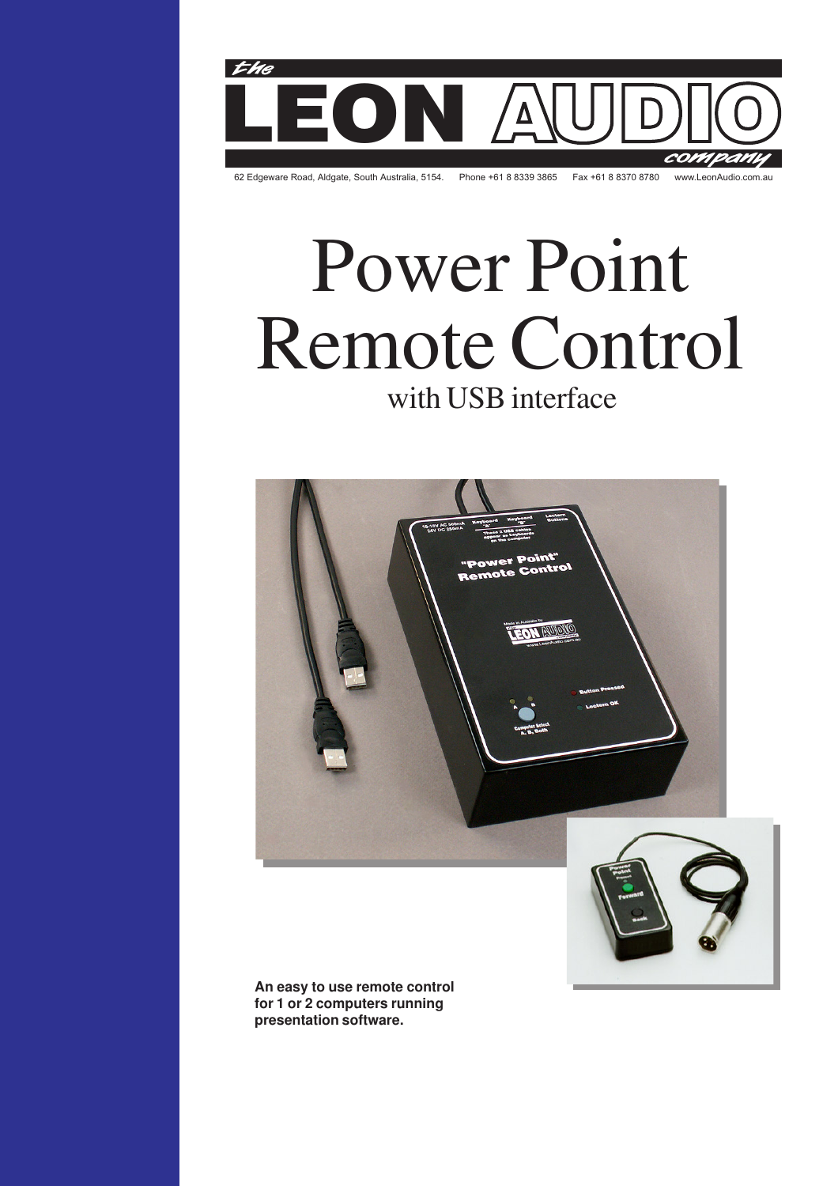the LEON AUDIO company

62 Edgeware Road, Aldgate, South Australia, 5154. Phone +61 8 8339 3865 Fax +61 8 8370 8780 www.LeonAudio.com.au

# Power Point Remote Control

## with USB interface

**An easy to use remote control for 1 or 2 computers running presentation software.**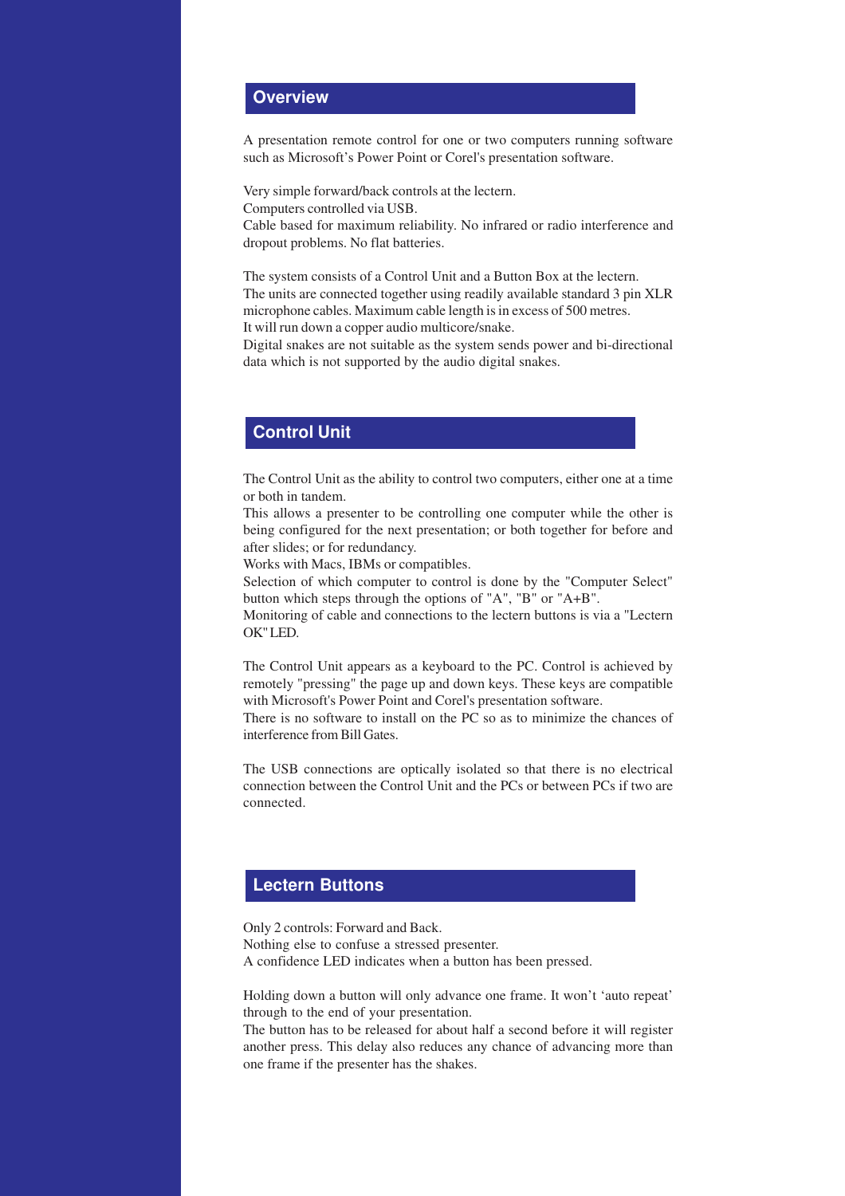## Overview

A presentation remote control for one or two computers running software such as Microsoft's Power Point or Corel's presentation software.

Very simple forward/back controls at the lectern.
Computers controlled via USB.
Cable based for maximum reliability. No infrared or radio interference and dropout problems. No flat batteries.

The system consists of a Control Unit and a Button Box at the lectern.
The units are connected together using readily available standard 3 pin XLR microphone cables. Maximum cable length is in excess of 500 metres.
It will run down a copper audio multicore/snake.
Digital snakes are not suitable as the system sends power and bi-directional data which is not supported by the audio digital snakes.

## Control Unit

The Control Unit as the ability to control two computers, either one at a time or both in tandem.
This allows a presenter to be controlling one computer while the other is being configured for the next presentation; or both together for before and after slides; or for redundancy.
Works with Macs, IBMs or compatibles.
Selection of which computer to control is done by the "Computer Select" button which steps through the options of "A", "B" or "A+B".
Monitoring of cable and connections to the lectern buttons is via a "Lectern OK" LED.

The Control Unit appears as a keyboard to the PC. Control is achieved by remotely "pressing" the page up and down keys. These keys are compatible with Microsoft's Power Point and Corel's presentation software.
There is no software to install on the PC so as to minimize the chances of interference from Bill Gates.

The USB connections are optically isolated so that there is no electrical connection between the Control Unit and the PCs or between PCs if two are connected.

## Lectern Buttons

Only 2 controls: Forward and Back.
Nothing else to confuse a stressed presenter.
A confidence LED indicates when a button has been pressed.

Holding down a button will only advance one frame. It won't 'auto repeat' through to the end of your presentation.
The button has to be released for about half a second before it will register another press. This delay also reduces any chance of advancing more than one frame if the presenter has the shakes.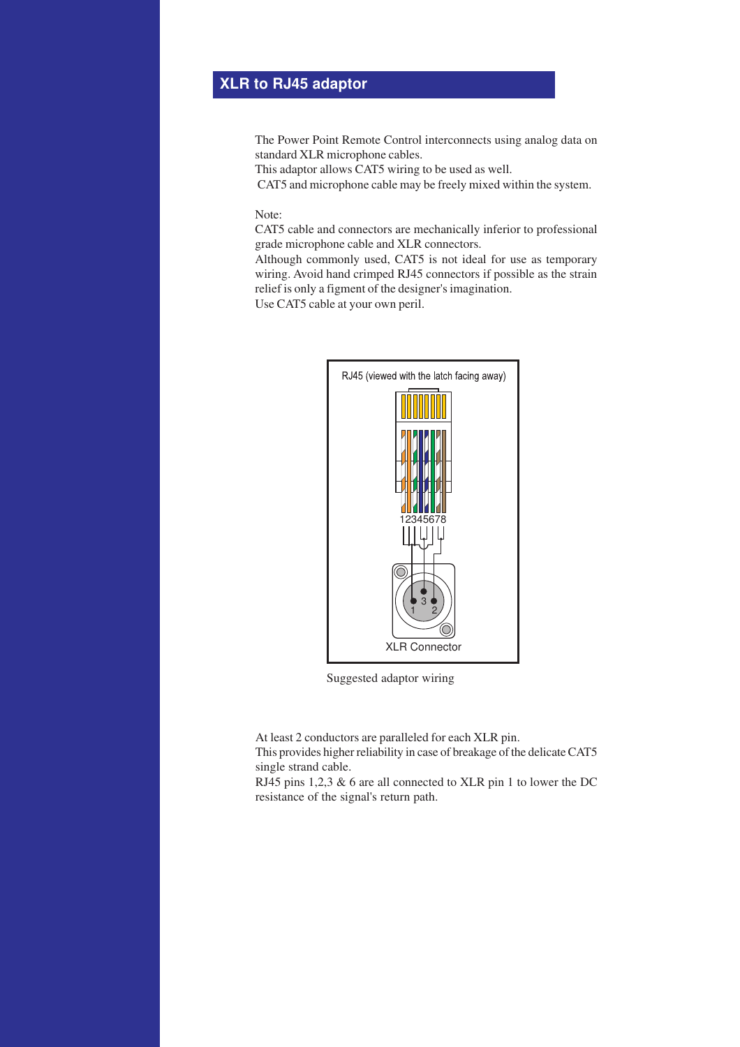## XLR to RJ45 adaptor

The Power Point Remote Control interconnects using analog data on standard XLR microphone cables.
This adaptor allows CAT5 wiring to be used as well.
CAT5 and microphone cable may be freely mixed within the system.

Note:
CAT5 cable and connectors are mechanically inferior to professional grade microphone cable and XLR connectors.
Although commonly used, CAT5 is not ideal for use as temporary wiring. Avoid hand crimped RJ45 connectors if possible as the strain relief is only a figment of the designer's imagination.
Use CAT5 cable at your own peril.

RJ45 (viewed with the latch facing away)

12345678

XLR Connector

Suggested adaptor wiring

At least 2 conductors are paralleled for each XLR pin.
This provides higher reliability in case of breakage of the delicate CAT5 single strand cable.
RJ45 pins 1,2,3 & 6 are all connected to XLR pin 1 to lower the DC resistance of the signal's return path.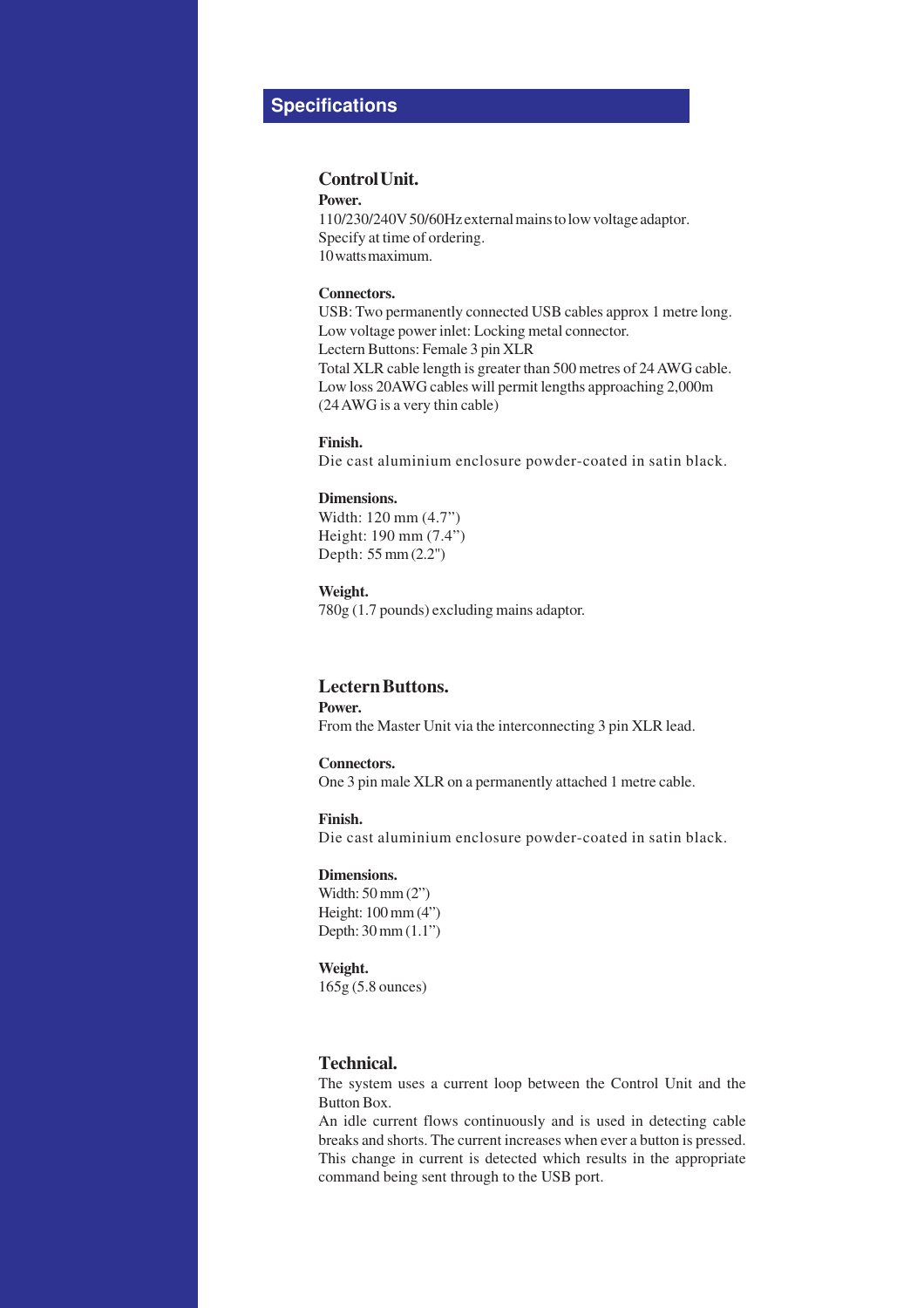## Specifications

### Control Unit.

**Power.**
110/230/240V 50/60Hz external mains to low voltage adaptor.
Specify at time of ordering.
10 watts maximum.

**Connectors.**
USB: Two permanently connected USB cables approx 1 metre long.
Low voltage power inlet: Locking metal connector.
Lectern Buttons: Female 3 pin XLR
Total XLR cable length is greater than 500 metres of 24 AWG cable.
Low loss 20AWG cables will permit lengths approaching 2,000m
(24 AWG is a very thin cable)

**Finish.**
Die cast aluminium enclosure powder-coated in satin black.

**Dimensions.**
Width: 120 mm (4.7")
Height: 190 mm (7.4")
Depth: 55 mm (2.2")

**Weight.**
780g (1.7 pounds) excluding mains adaptor.

### Lectern Buttons.

**Power.**
From the Master Unit via the interconnecting 3 pin XLR lead.

**Connectors.**
One 3 pin male XLR on a permanently attached 1 metre cable.

**Finish.**
Die cast aluminium enclosure powder-coated in satin black.

**Dimensions.**
Width: 50 mm (2")
Height: 100 mm (4")
Depth: 30 mm (1.1")

**Weight.**
165g (5.8 ounces)

### Technical.

The system uses a current loop between the Control Unit and the Button Box.
An idle current flows continuously and is used in detecting cable breaks and shorts. The current increases when ever a button is pressed. This change in current is detected which results in the appropriate command being sent through to the USB port.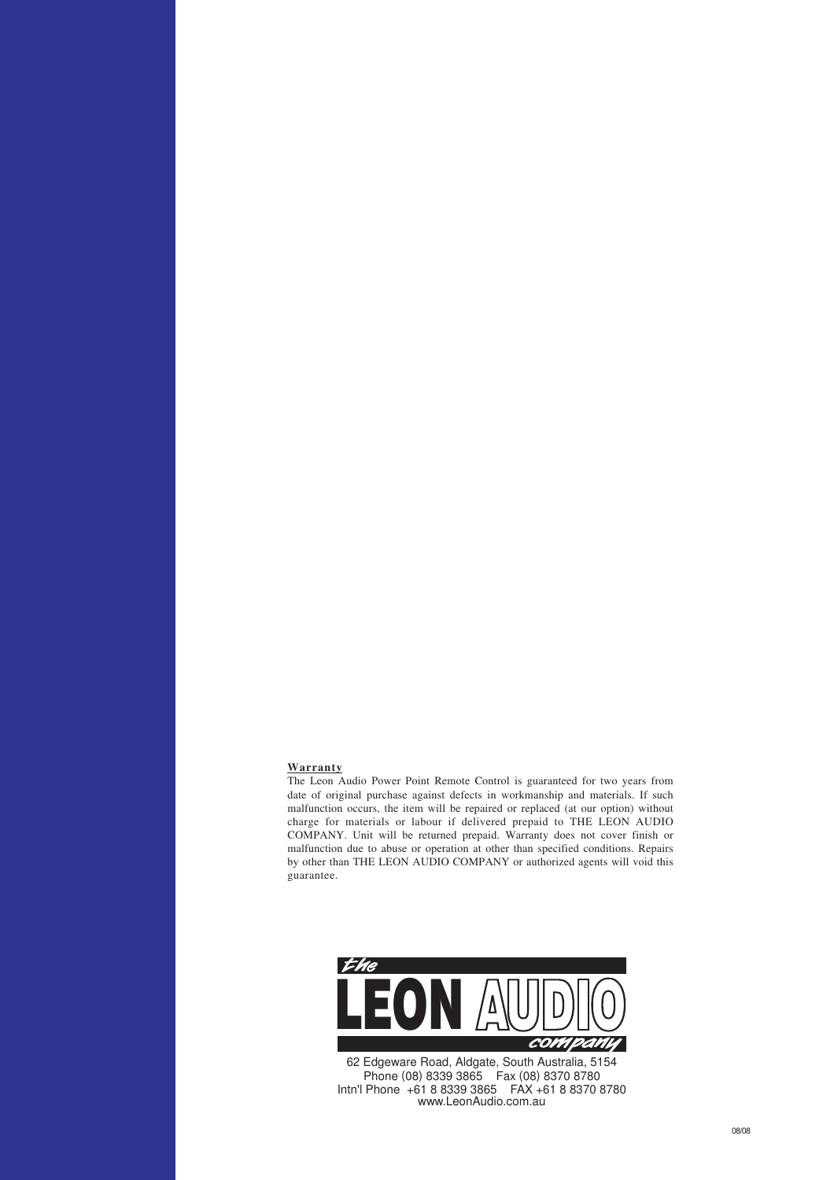**Warranty**

The Leon Audio Power Point Remote Control is guaranteed for two years from date of original purchase against defects in workmanship and materials. If such malfunction occurs, the item will be repaired or replaced (at our option) without charge for materials or labour if delivered prepaid to THE LEON AUDIO COMPANY. Unit will be returned prepaid. Warranty does not cover finish or malfunction due to abuse or operation at other than specified conditions. Repairs by other than THE LEON AUDIO COMPANY or authorized agents will void this guarantee.

the LEON AUDIO company

62 Edgeware Road, Aldgate, South Australia, 5154
Phone (08) 8339 3865    Fax (08) 8370 8780
Intn'l Phone +61 8 8339 3865    FAX +61 8 8370 8780
www.LeonAudio.com.au

08/08